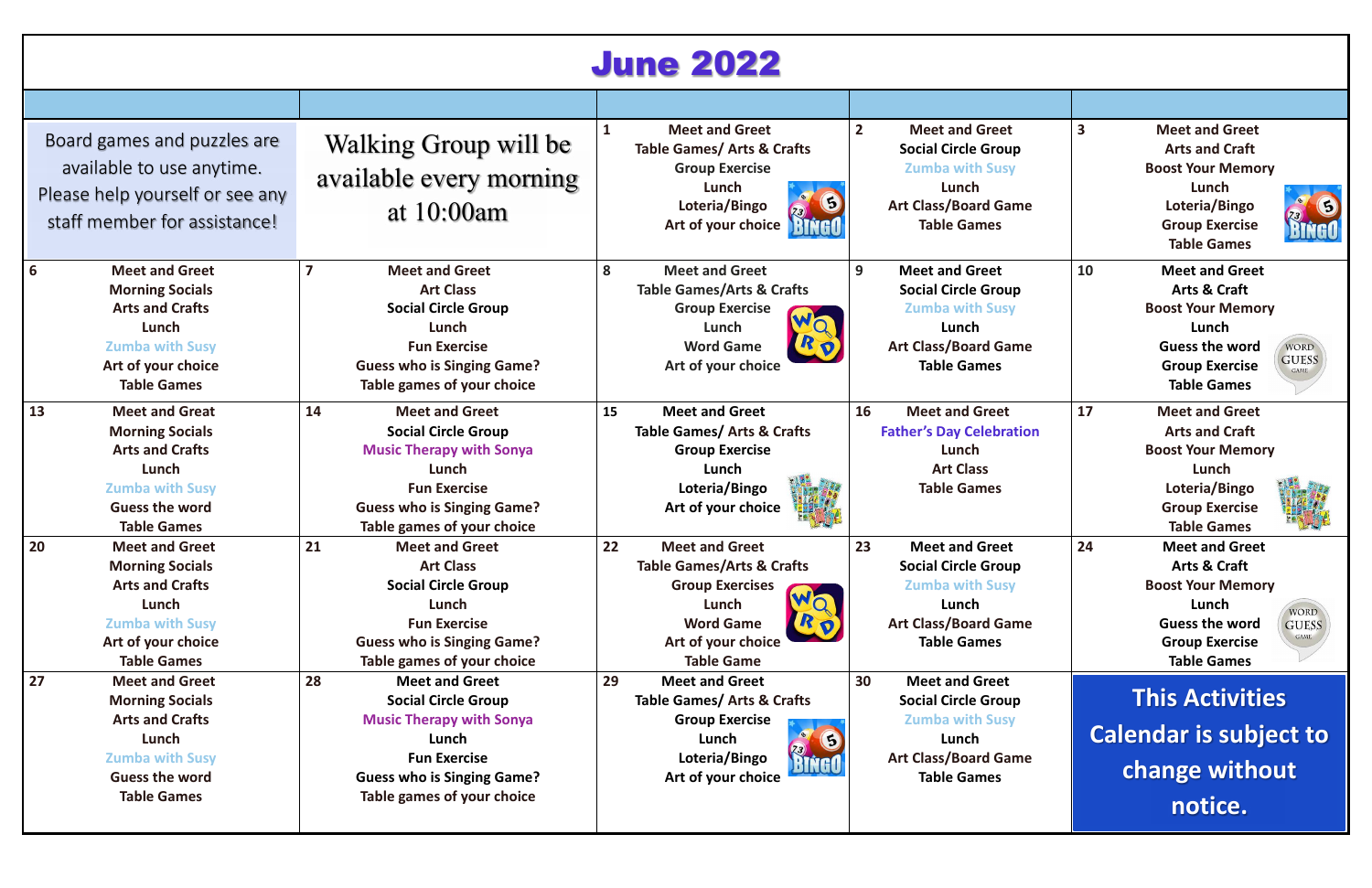# June 2022

| | | | | |
|---|---|---|---|---|
| Board games and puzzles are available to use anytime. Please help yourself or see any staff member for assistance! | Walking Group will be available every morning at 10:00am | **1** Meet and Greet<br>Table Games/ Arts & Crafts<br>Group Exercise<br>Lunch<br>Loteria/Bingo<br>Art of your choice | **2** Meet and Greet<br>Social Circle Group<br>Zumba with Susy<br>Lunch<br>Art Class/Board Game<br>Table Games | **3** Meet and Greet<br>Arts and Craft<br>Boost Your Memory<br>Lunch<br>Loteria/Bingo<br>Group Exercise<br>Table Games |
| **6** Meet and Greet<br>Morning Socials<br>Arts and Crafts<br>Lunch<br>Zumba with Susy<br>Art of your choice<br>Table Games | **7** Meet and Greet<br>Art Class<br>Social Circle Group<br>Lunch<br>Fun Exercise<br>Guess who is Singing Game?<br>Table games of your choice | **8** Meet and Greet<br>Table Games/Arts & Crafts<br>Group Exercise<br>Lunch<br>Word Game<br>Art of your choice | **9** Meet and Greet<br>Social Circle Group<br>Zumba with Susy<br>Lunch<br>Art Class/Board Game<br>Table Games | **10** Meet and Greet<br>Arts & Craft<br>Boost Your Memory<br>Lunch<br>Guess the word<br>Group Exercise<br>Table Games |
| **13** Meet and Great<br>Morning Socials<br>Arts and Crafts<br>Lunch<br>Zumba with Susy<br>Guess the word<br>Table Games | **14** Meet and Greet<br>Social Circle Group<br>Music Therapy with Sonya<br>Lunch<br>Fun Exercise<br>Guess who is Singing Game?<br>Table games of your choice | **15** Meet and Greet<br>Table Games/ Arts & Crafts<br>Group Exercise<br>Lunch<br>Loteria/Bingo<br>Art of your choice | **16** Meet and Greet<br>Father's Day Celebration<br>Lunch<br>Art Class<br>Table Games | **17** Meet and Greet<br>Arts and Craft<br>Boost Your Memory<br>Lunch<br>Loteria/Bingo<br>Group Exercise<br>Table Games |
| **20** Meet and Greet<br>Morning Socials<br>Arts and Crafts<br>Lunch<br>Zumba with Susy<br>Art of your choice<br>Table Games | **21** Meet and Greet<br>Art Class<br>Social Circle Group<br>Lunch<br>Fun Exercise<br>Guess who is Singing Game?<br>Table games of your choice | **22** Meet and Greet<br>Table Games/Arts & Crafts<br>Group Exercises<br>Lunch<br>Word Game<br>Art of your choice<br>Table Game | **23** Meet and Greet<br>Social Circle Group<br>Zumba with Susy<br>Lunch<br>Art Class/Board Game<br>Table Games | **24** Meet and Greet<br>Arts & Craft<br>Boost Your Memory<br>Lunch<br>Guess the word<br>Group Exercise<br>Table Games |
| **27** Meet and Greet<br>Morning Socials<br>Arts and Crafts<br>Lunch<br>Zumba with Susy<br>Guess the word<br>Table Games | **28** Meet and Greet<br>Social Circle Group<br>Music Therapy with Sonya<br>Lunch<br>Fun Exercise<br>Guess who is Singing Game?<br>Table games of your choice | **29** Meet and Greet<br>Table Games/ Arts & Crafts<br>Group Exercise<br>Lunch<br>Loteria/Bingo<br>Art of your choice | **30** Meet and Greet<br>Social Circle Group<br>Zumba with Susy<br>Lunch<br>Art Class/Board Game<br>Table Games | **This Activities Calendar is subject to change without notice.** |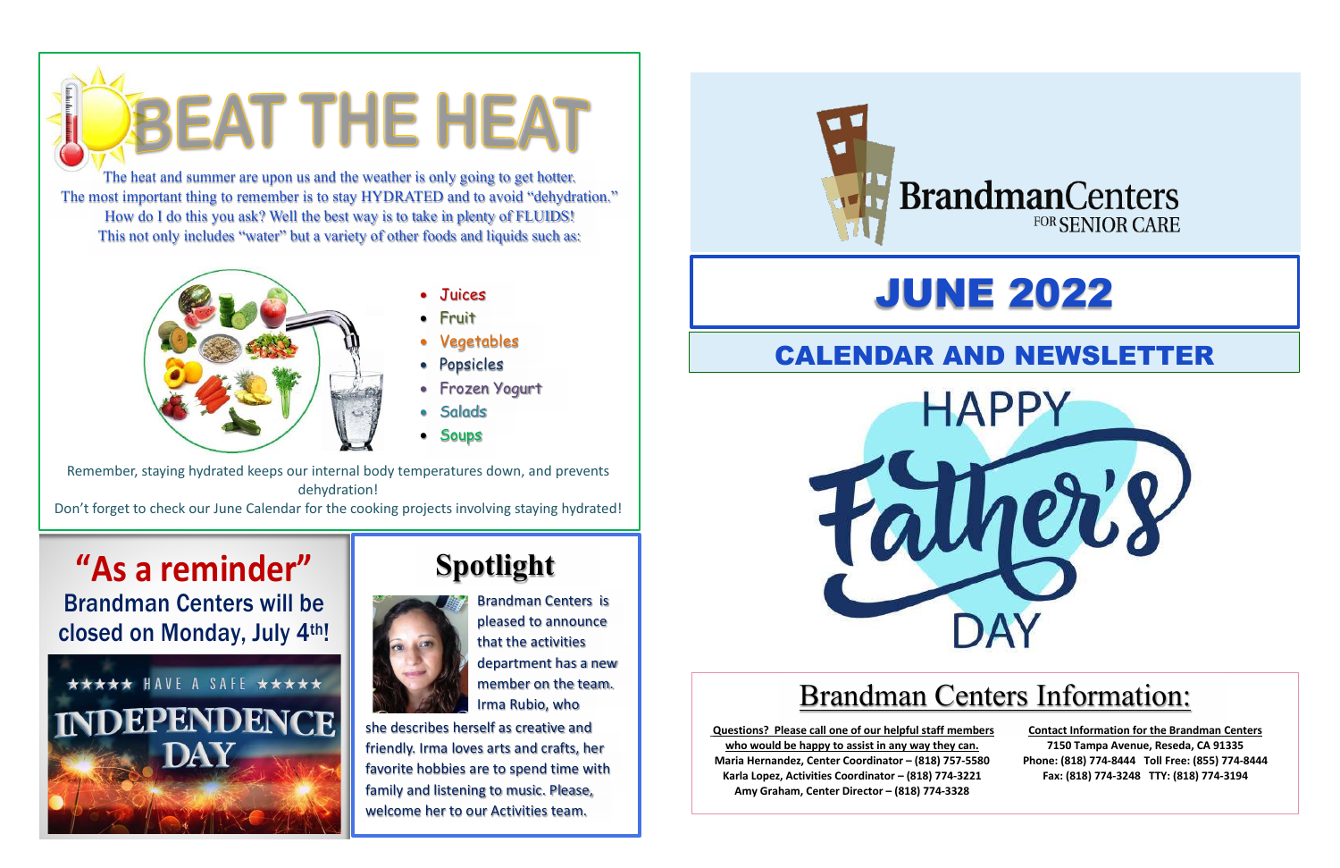# BEAT THE HEAT

The heat and summer are upon us and the weather is only going to get hotter.
The most important thing to remember is to stay HYDRATED and to avoid "dehydration."
How do I do this you ask? Well the best way is to take in plenty of FLUIDS!
This not only includes "water" but a variety of other foods and liquids such as:

- Juices
- Fruit
- Vegetables
- Popsicles
- Frozen Yogurt
- Salads
- Soups

Remember, staying hydrated keeps our internal body temperatures down, and prevents dehydration!
Don't forget to check our June Calendar for the cooking projects involving staying hydrated!

## "As a reminder"

Brandman Centers will be closed on Monday, July 4th!

HAVE A SAFE INDEPENDENCE DAY

## Spotlight

Brandman Centers is pleased to announce that the activities department has a new member on the team. Irma Rubio, who she describes herself as creative and friendly. Irma loves arts and crafts, her favorite hobbies are to spend time with family and listening to music. Please, welcome her to our Activities team.

BrandmanCenters FOR SENIOR CARE

# JUNE 2022

## CALENDAR AND NEWSLETTER

HAPPY Father's DAY

## Brandman Centers Information:

**Questions? Please call one of our helpful staff members who would be happy to assist in any way they can.**
**Maria Hernandez, Center Coordinator – (818) 757-5580**
**Karla Lopez, Activities Coordinator – (818) 774-3221**
**Amy Graham, Center Director – (818) 774-3328**

**Contact Information for the Brandman Centers**
**7150 Tampa Avenue, Reseda, CA 91335**
**Phone: (818) 774-8444 Toll Free: (855) 774-8444**
**Fax: (818) 774-3248 TTY: (818) 774-3194**